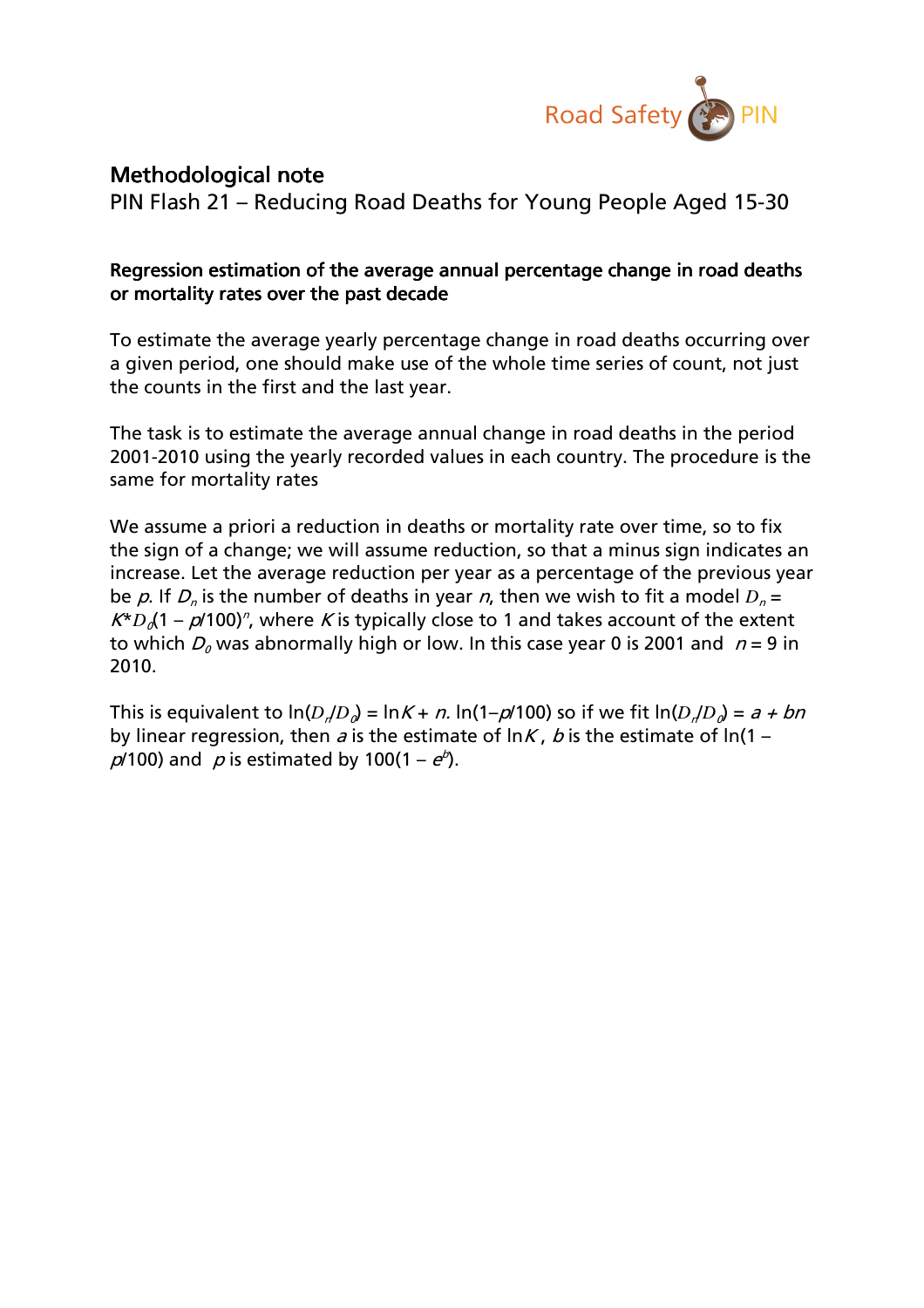# Methodological note

PIN Flash 21 – Reducing Road Deaths for Young People Aged 15-30

**Regression estimation of the average annual percentage change in road deaths or mortality rates over the past decade**

To estimate the average yearly percentage change in road deaths occurring over a given period, one should make use of the whole time series of count, not just the counts in the first and the last year.

The task is to estimate the average annual change in road deaths in the period 2001-2010 using the yearly recorded values in each country. The procedure is the same for mortality rates

We assume a priori a reduction in deaths or mortality rate over time, so to fix the sign of a change; we will assume reduction, so that a minus sign indicates an increase. Let the average reduction per year as a percentage of the previous year be $p$. If $D_n$ is the number of deaths in year $n$, then we wish to fit a model $D_n = K * D_0(1 - p/100)^n$, where $K$ is typically close to 1 and takes account of the extent to which $D_0$ was abnormally high or low. In this case year 0 is 2001 and $n = 9$ in 2010.

This is equivalent to $\ln(D_n/D_0) = \ln K + n.\ \ln(1-p/100)$ so if we fit $\ln(D_n/D_0) = a + bn$ by linear regression, then $a$ is the estimate of $\ln K$, $b$ is the estimate of $\ln(1 - p/100)$ and $p$ is estimated by $100(1 - e^b)$.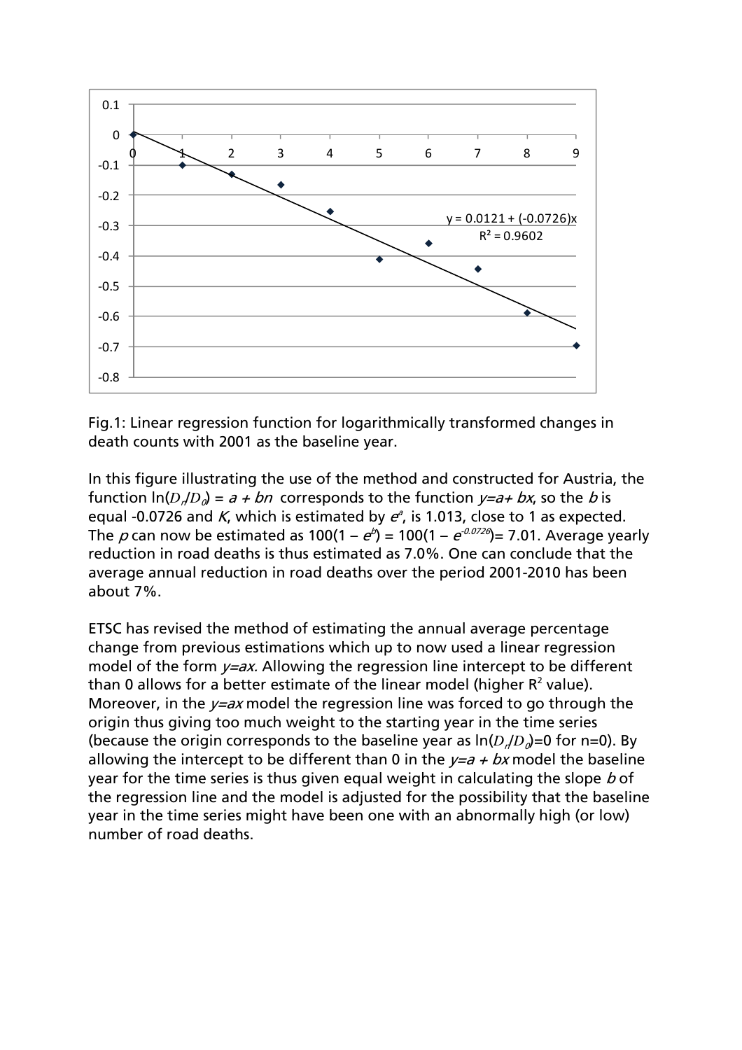0.1
0
-0.1
-0.2
-0.3
-0.4
-0.5
-0.6
-0.7
-0.8
0 1 2 3 4 5 6 7 8 9
y = 0.0121 + (-0.0726)x
$R^2$ = 0.9602

Fig.1: Linear regression function for logarithmically transformed changes in death counts with 2001 as the baseline year.

In this figure illustrating the use of the method and constructed for Austria, the function $\ln(D_n/D_0) = a + bn$ corresponds to the function $y=a+bx$, so the $b$ is equal -0.0726 and $K$, which is estimated by $e^a$, is 1.013, close to 1 as expected. The $p$ can now be estimated as $100(1 - e^b) = 100(1 - e^{-0.0726}) = 7.01$. Average yearly reduction in road deaths is thus estimated as 7.0%. One can conclude that the average annual reduction in road deaths over the period 2001-2010 has been about 7%.

ETSC has revised the method of estimating the annual average percentage change from previous estimations which up to now used a linear regression model of the form $y=ax$. Allowing the regression line intercept to be different than 0 allows for a better estimate of the linear model (higher $R^2$ value). Moreover, in the $y=ax$ model the regression line was forced to go through the origin thus giving too much weight to the starting year in the time series (because the origin corresponds to the baseline year as $\ln(D_n/D_0)=0$ for n=0). By allowing the intercept to be different than 0 in the $y=a+bx$ model the baseline year for the time series is thus given equal weight in calculating the slope $b$ of the regression line and the model is adjusted for the possibility that the baseline year in the time series might have been one with an abnormally high (or low) number of road deaths.